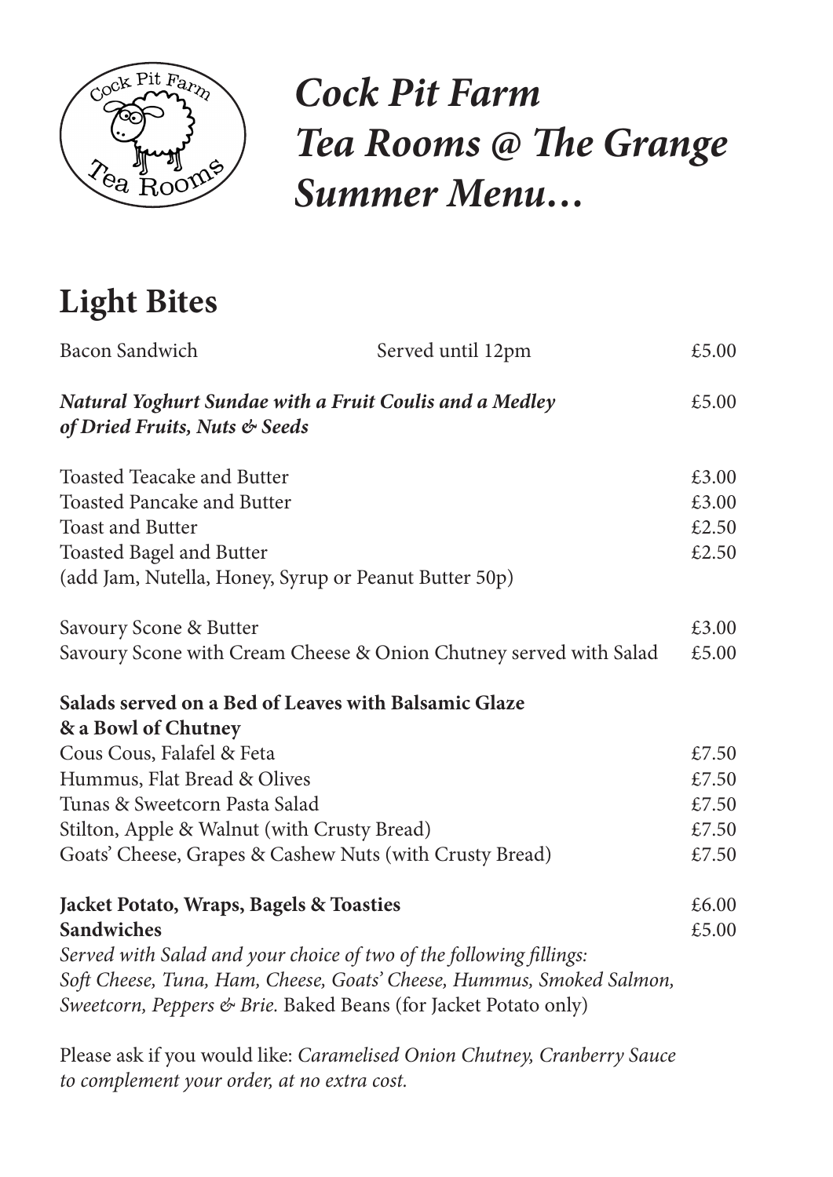# *Cock Pit Farm Tea Rooms @ The Grange Summer Menu…*

## Light Bites

| | | |
|---|---|---|
| Bacon Sandwich | Served until 12pm | £5.00 |
| ***Natural Yoghurt Sundae with a Fruit Coulis and a Medley of Dried Fruits, Nuts & Seeds*** | | £5.00 |

| | |
|---|---|
| Toasted Teacake and Butter | £3.00 |
| Toasted Pancake and Butter | £3.00 |
| Toast and Butter | £2.50 |
| Toasted Bagel and Butter | £2.50 |

(add Jam, Nutella, Honey, Syrup or Peanut Butter 50p)

| | |
|---|---|
| Savoury Scone & Butter | £3.00 |
| Savoury Scone with Cream Cheese & Onion Chutney served with Salad | £5.00 |

**Salads served on a Bed of Leaves with Balsamic Glaze & a Bowl of Chutney**

| | |
|---|---|
| Cous Cous, Falafel & Feta | £7.50 |
| Hummus, Flat Bread & Olives | £7.50 |
| Tunas & Sweetcorn Pasta Salad | £7.50 |
| Stilton, Apple & Walnut (with Crusty Bread) | £7.50 |
| Goats' Cheese, Grapes & Cashew Nuts (with Crusty Bread) | £7.50 |

| | |
|---|---|
| **Jacket Potato, Wraps, Bagels & Toasties** | £6.00 |
| **Sandwiches** | £5.00 |

*Served with Salad and your choice of two of the following fillings: Soft Cheese, Tuna, Ham, Cheese, Goats' Cheese, Hummus, Smoked Salmon, Sweetcorn, Peppers & Brie.* Baked Beans (for Jacket Potato only)

Please ask if you would like: *Caramelised Onion Chutney, Cranberry Sauce to complement your order, at no extra cost.*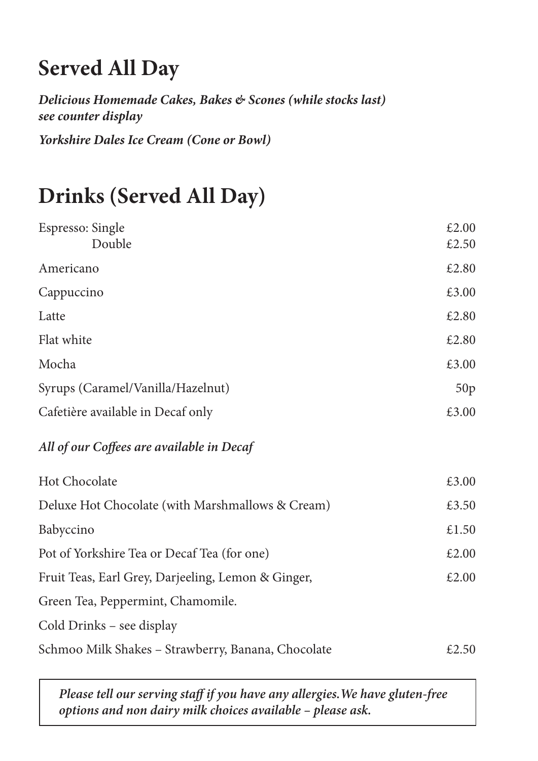## Served All Day

***Delicious Homemade Cakes, Bakes & Scones (while stocks last) see counter display***

***Yorkshire Dales Ice Cream (Cone or Bowl)***

## Drinks (Served All Day)

| | |
|---|---|
| Espresso: Single | £2.00 |
| Double | £2.50 |
| Americano | £2.80 |
| Cappuccino | £3.00 |
| Latte | £2.80 |
| Flat white | £2.80 |
| Mocha | £3.00 |
| Syrups (Caramel/Vanilla/Hazelnut) | 50p |
| Cafetière available in Decaf only | £3.00 |

***All of our Coffees are available in Decaf***

| | |
|---|---|
| Hot Chocolate | £3.00 |
| Deluxe Hot Chocolate (with Marshmallows & Cream) | £3.50 |
| Babyccino | £1.50 |
| Pot of Yorkshire Tea or Decaf Tea (for one) | £2.00 |
| Fruit Teas, Earl Grey, Darjeeling, Lemon & Ginger, Green Tea, Peppermint, Chamomile. | £2.00 |
| Cold Drinks – see display | |
| Schmoo Milk Shakes – Strawberry, Banana, Chocolate | £2.50 |

***Please tell our serving staff if you have any allergies. We have gluten-free options and non dairy milk choices available – please ask.***